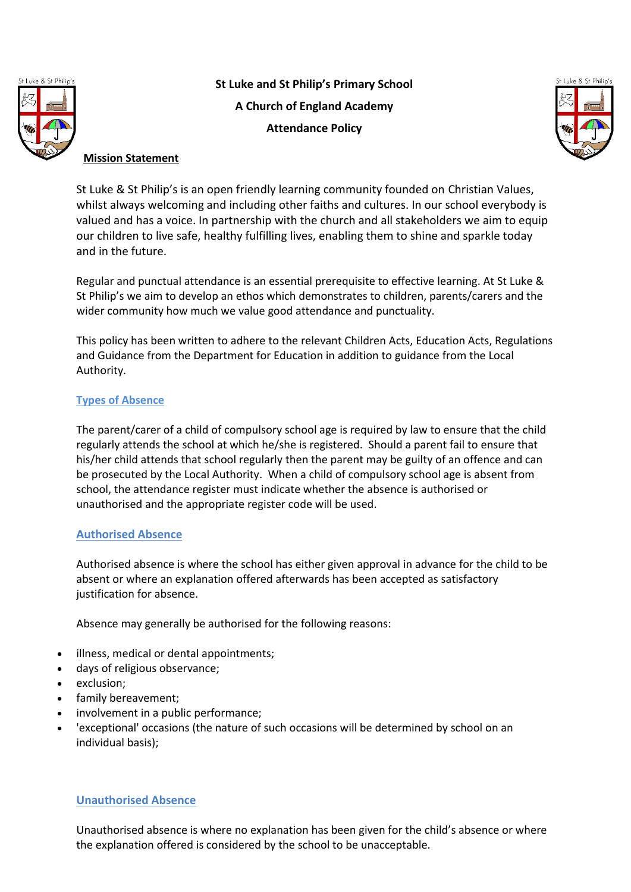**St Luke and St Philip's Primary School**

**A Church of England Academy**

**Attendance Policy**

**Mission Statement**

St Luke & St Philip's is an open friendly learning community founded on Christian Values, whilst always welcoming and including other faiths and cultures. In our school everybody is valued and has a voice. In partnership with the church and all stakeholders we aim to equip our children to live safe, healthy fulfilling lives, enabling them to shine and sparkle today and in the future.

Regular and punctual attendance is an essential prerequisite to effective learning. At St Luke & St Philip's we aim to develop an ethos which demonstrates to children, parents/carers and the wider community how much we value good attendance and punctuality.

This policy has been written to adhere to the relevant Children Acts, Education Acts, Regulations and Guidance from the Department for Education in addition to guidance from the Local Authority.

## Types of Absence

The parent/carer of a child of compulsory school age is required by law to ensure that the child regularly attends the school at which he/she is registered. Should a parent fail to ensure that his/her child attends that school regularly then the parent may be guilty of an offence and can be prosecuted by the Local Authority. When a child of compulsory school age is absent from school, the attendance register must indicate whether the absence is authorised or unauthorised and the appropriate register code will be used.

## Authorised Absence

Authorised absence is where the school has either given approval in advance for the child to be absent or where an explanation offered afterwards has been accepted as satisfactory justification for absence.

Absence may generally be authorised for the following reasons:

- illness, medical or dental appointments;
- days of religious observance;
- exclusion;
- family bereavement;
- involvement in a public performance;
- 'exceptional' occasions (the nature of such occasions will be determined by school on an individual basis);

## Unauthorised Absence

Unauthorised absence is where no explanation has been given for the child's absence or where the explanation offered is considered by the school to be unacceptable.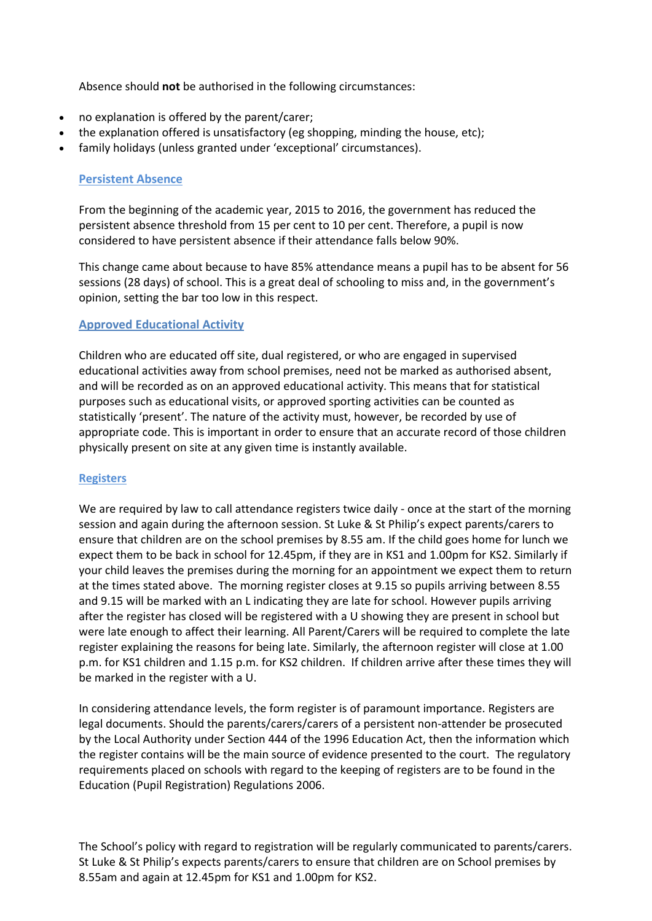Absence should **not** be authorised in the following circumstances:

- no explanation is offered by the parent/carer;
- the explanation offered is unsatisfactory (eg shopping, minding the house, etc);
- family holidays (unless granted under 'exceptional' circumstances).

## Persistent Absence

From the beginning of the academic year, 2015 to 2016, the government has reduced the persistent absence threshold from 15 per cent to 10 per cent. Therefore, a pupil is now considered to have persistent absence if their attendance falls below 90%.

This change came about because to have 85% attendance means a pupil has to be absent for 56 sessions (28 days) of school. This is a great deal of schooling to miss and, in the government's opinion, setting the bar too low in this respect.

## Approved Educational Activity

Children who are educated off site, dual registered, or who are engaged in supervised educational activities away from school premises, need not be marked as authorised absent, and will be recorded as on an approved educational activity. This means that for statistical purposes such as educational visits, or approved sporting activities can be counted as statistically 'present'. The nature of the activity must, however, be recorded by use of appropriate code. This is important in order to ensure that an accurate record of those children physically present on site at any given time is instantly available.

## Registers

We are required by law to call attendance registers twice daily - once at the start of the morning session and again during the afternoon session. St Luke & St Philip's expect parents/carers to ensure that children are on the school premises by 8.55 am. If the child goes home for lunch we expect them to be back in school for 12.45pm, if they are in KS1 and 1.00pm for KS2. Similarly if your child leaves the premises during the morning for an appointment we expect them to return at the times stated above. The morning register closes at 9.15 so pupils arriving between 8.55 and 9.15 will be marked with an L indicating they are late for school. However pupils arriving after the register has closed will be registered with a U showing they are present in school but were late enough to affect their learning. All Parent/Carers will be required to complete the late register explaining the reasons for being late. Similarly, the afternoon register will close at 1.00 p.m. for KS1 children and 1.15 p.m. for KS2 children. If children arrive after these times they will be marked in the register with a U.

In considering attendance levels, the form register is of paramount importance. Registers are legal documents. Should the parents/carers/carers of a persistent non-attender be prosecuted by the Local Authority under Section 444 of the 1996 Education Act, then the information which the register contains will be the main source of evidence presented to the court. The regulatory requirements placed on schools with regard to the keeping of registers are to be found in the Education (Pupil Registration) Regulations 2006.

The School's policy with regard to registration will be regularly communicated to parents/carers. St Luke & St Philip's expects parents/carers to ensure that children are on School premises by 8.55am and again at 12.45pm for KS1 and 1.00pm for KS2.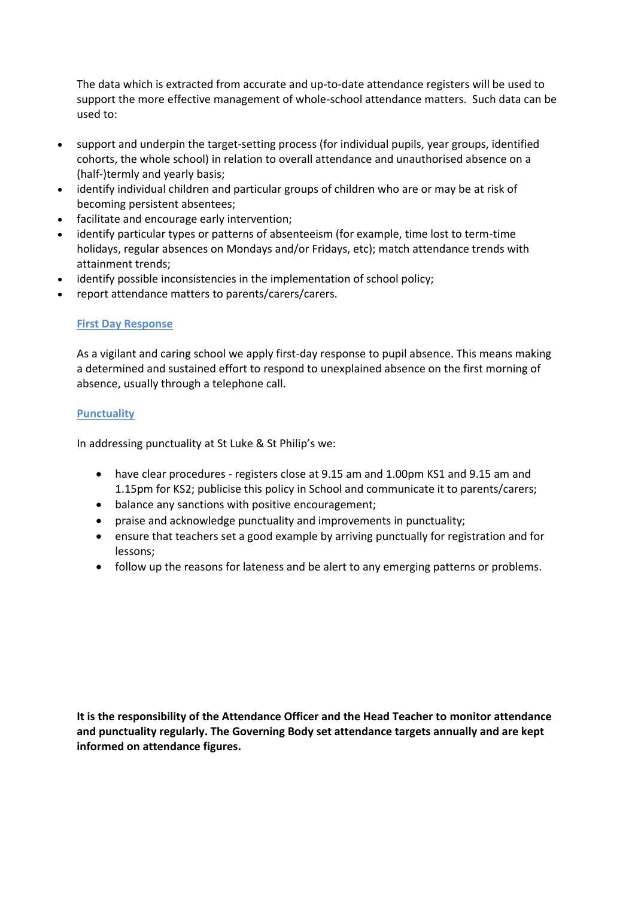The data which is extracted from accurate and up-to-date attendance registers will be used to support the more effective management of whole-school attendance matters. Such data can be used to:

- support and underpin the target-setting process (for individual pupils, year groups, identified cohorts, the whole school) in relation to overall attendance and unauthorised absence on a (half-)termly and yearly basis;
- identify individual children and particular groups of children who are or may be at risk of becoming persistent absentees;
- facilitate and encourage early intervention;
- identify particular types or patterns of absenteeism (for example, time lost to term-time holidays, regular absences on Mondays and/or Fridays, etc); match attendance trends with attainment trends;
- identify possible inconsistencies in the implementation of school policy;
- report attendance matters to parents/carers/carers.

## First Day Response

As a vigilant and caring school we apply first-day response to pupil absence. This means making a determined and sustained effort to respond to unexplained absence on the first morning of absence, usually through a telephone call.

## Punctuality

In addressing punctuality at St Luke & St Philip's we:

- have clear procedures - registers close at 9.15 am and 1.00pm KS1 and 9.15 am and 1.15pm for KS2; publicise this policy in School and communicate it to parents/carers;
- balance any sanctions with positive encouragement;
- praise and acknowledge punctuality and improvements in punctuality;
- ensure that teachers set a good example by arriving punctually for registration and for lessons;
- follow up the reasons for lateness and be alert to any emerging patterns or problems.

**It is the responsibility of the Attendance Officer and the Head Teacher to monitor attendance and punctuality regularly. The Governing Body set attendance targets annually and are kept informed on attendance figures.**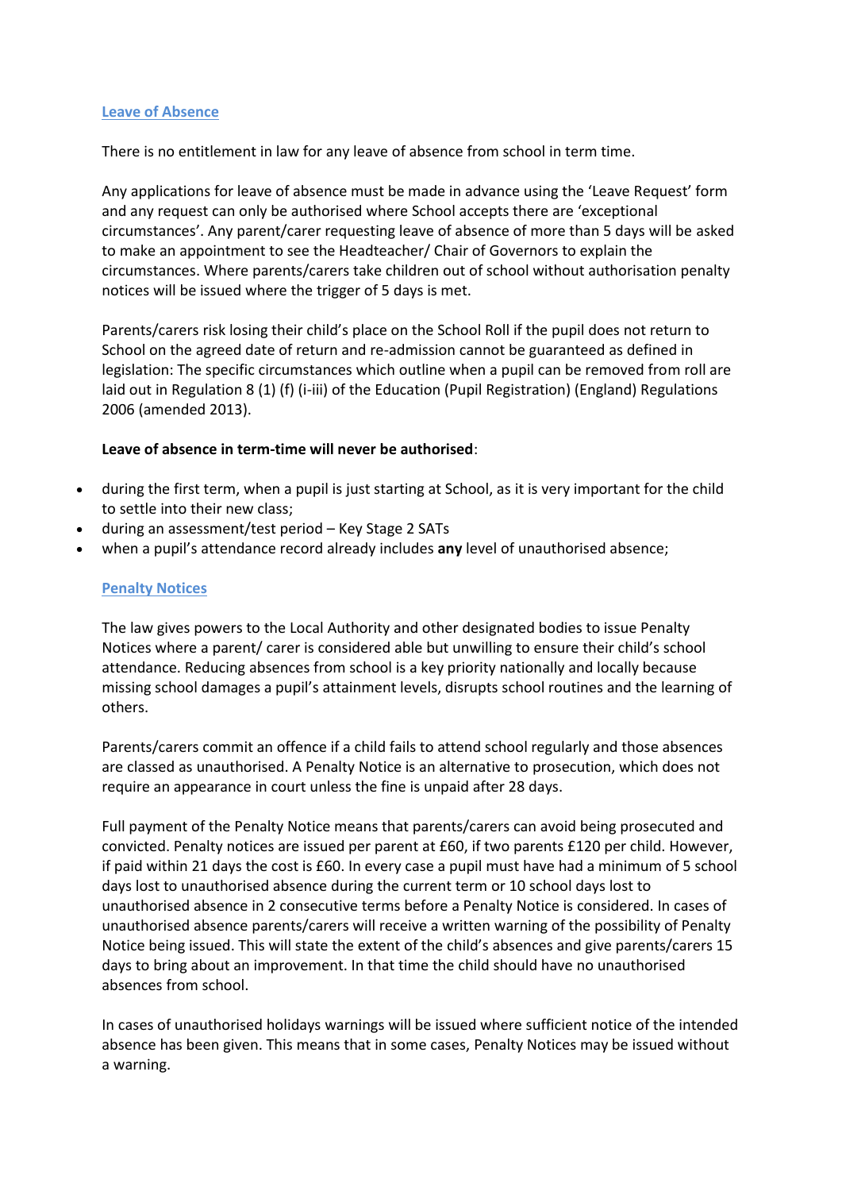## Leave of Absence

There is no entitlement in law for any leave of absence from school in term time.

Any applications for leave of absence must be made in advance using the 'Leave Request' form and any request can only be authorised where School accepts there are 'exceptional circumstances'. Any parent/carer requesting leave of absence of more than 5 days will be asked to make an appointment to see the Headteacher/ Chair of Governors to explain the circumstances. Where parents/carers take children out of school without authorisation penalty notices will be issued where the trigger of 5 days is met.

Parents/carers risk losing their child's place on the School Roll if the pupil does not return to School on the agreed date of return and re-admission cannot be guaranteed as defined in legislation: The specific circumstances which outline when a pupil can be removed from roll are laid out in Regulation 8 (1) (f) (i-iii) of the Education (Pupil Registration) (England) Regulations 2006 (amended 2013).

**Leave of absence in term-time will never be authorised**:

- during the first term, when a pupil is just starting at School, as it is very important for the child to settle into their new class;
- during an assessment/test period – Key Stage 2 SATs
- when a pupil's attendance record already includes **any** level of unauthorised absence;

## Penalty Notices

The law gives powers to the Local Authority and other designated bodies to issue Penalty Notices where a parent/ carer is considered able but unwilling to ensure their child's school attendance. Reducing absences from school is a key priority nationally and locally because missing school damages a pupil's attainment levels, disrupts school routines and the learning of others.

Parents/carers commit an offence if a child fails to attend school regularly and those absences are classed as unauthorised. A Penalty Notice is an alternative to prosecution, which does not require an appearance in court unless the fine is unpaid after 28 days.

Full payment of the Penalty Notice means that parents/carers can avoid being prosecuted and convicted. Penalty notices are issued per parent at £60, if two parents £120 per child. However, if paid within 21 days the cost is £60. In every case a pupil must have had a minimum of 5 school days lost to unauthorised absence during the current term or 10 school days lost to unauthorised absence in 2 consecutive terms before a Penalty Notice is considered. In cases of unauthorised absence parents/carers will receive a written warning of the possibility of Penalty Notice being issued. This will state the extent of the child's absences and give parents/carers 15 days to bring about an improvement. In that time the child should have no unauthorised absences from school.

In cases of unauthorised holidays warnings will be issued where sufficient notice of the intended absence has been given. This means that in some cases, Penalty Notices may be issued without a warning.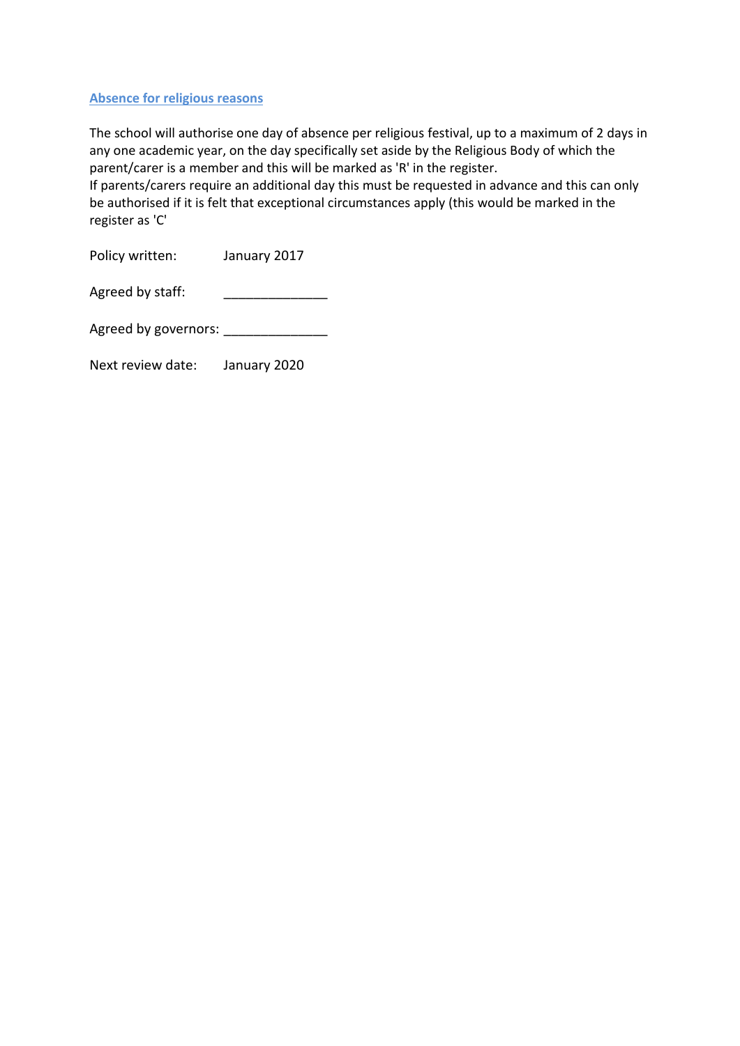## Absence for religious reasons

The school will authorise one day of absence per religious festival, up to a maximum of 2 days in any one academic year, on the day specifically set aside by the Religious Body of which the parent/carer is a member and this will be marked as 'R' in the register.
If parents/carers require an additional day this must be requested in advance and this can only be authorised if it is felt that exceptional circumstances apply (this would be marked in the register as 'C'

Policy written: January 2017

Agreed by staff: ______________

Agreed by governors: ______________

Next review date: January 2020